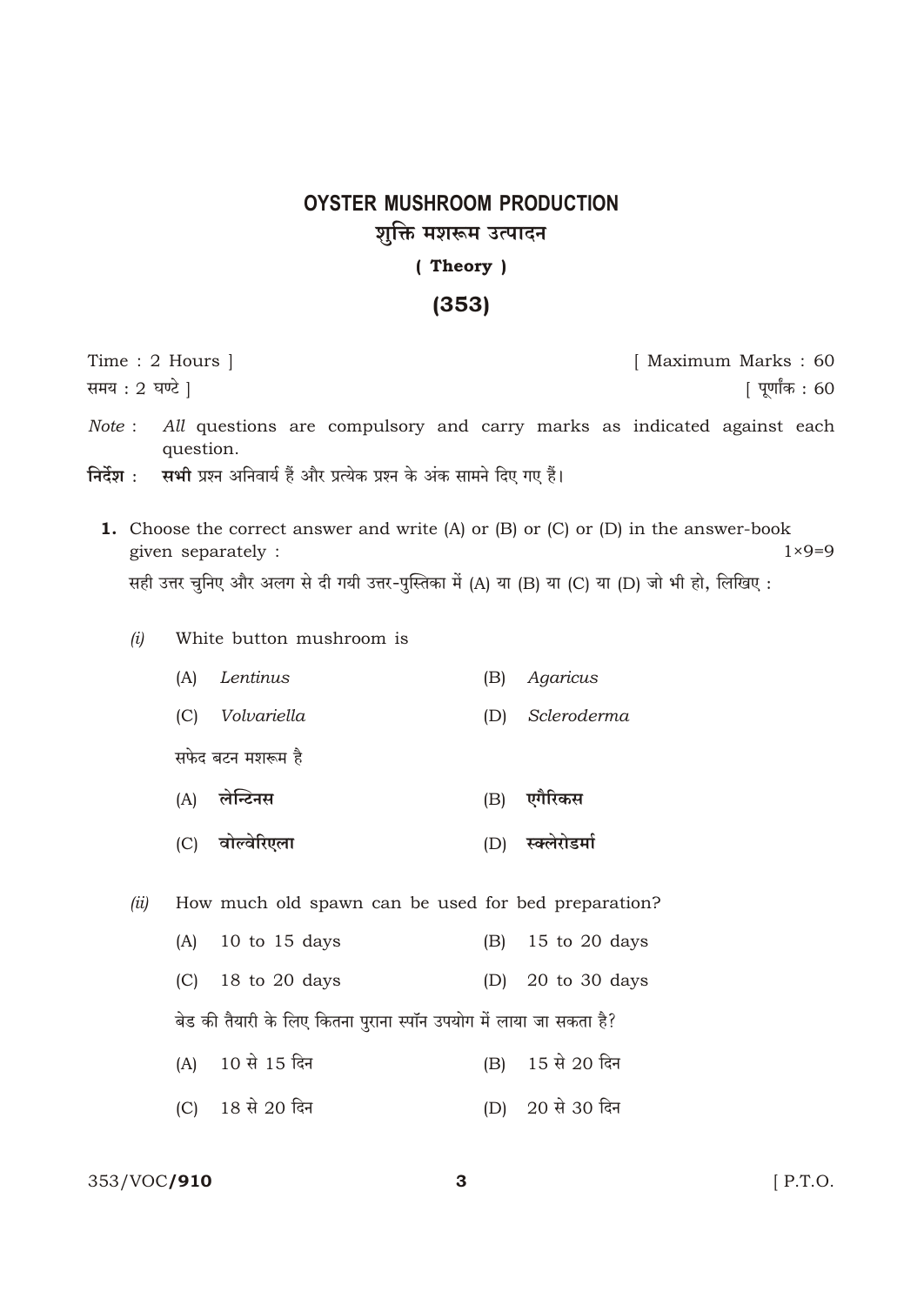# OYSTER MUSHROOM PRODUCTION

## शुक्ति मशरूम उत्पादन

### ( Theory )

### (353)

Time : 2 Hours ] [ Maximum Marks : 60

समय : 2 घण्टे ] [ पूर्णांक : 60

*Note* : **All** questions are compulsory and carry marks as indicated against each question.

**निर्देश :** **सभी** प्रश्न अनिवार्य हैं और प्रत्येक प्रश्न के अंक सामने दिए गए हैं।

**1.** Choose the correct answer and write (A) or (B) or (C) or (D) in the answer-book given separately : 1×9=9

सही उत्तर चुनिए और अलग से दी गयी उत्तर-पुस्तिका में (A) या (B) या (C) या (D) जो भी हो, लिखिए :

*(i)* White button mushroom is

(A) *Lentinus* (B) *Agaricus*

(C) *Volvariella* (D) *Scleroderma*

सफेद बटन मशरूम है

(A) **लेन्टिनस** (B) **एगैरिकस**

(C) **वोल्वेरिएला** (D) **स्क्लेरोडर्मा**

*(ii)* How much old spawn can be used for bed preparation?

(A) 10 to 15 days (B) 15 to 20 days

(C) 18 to 20 days (D) 20 to 30 days

बेड की तैयारी के लिए कितना पुराना स्पॉन उपयोग में लाया जा सकता है?

(A) 10 से 15 दिन (B) 15 से 20 दिन

(C) 18 से 20 दिन (D) 20 से 30 दिन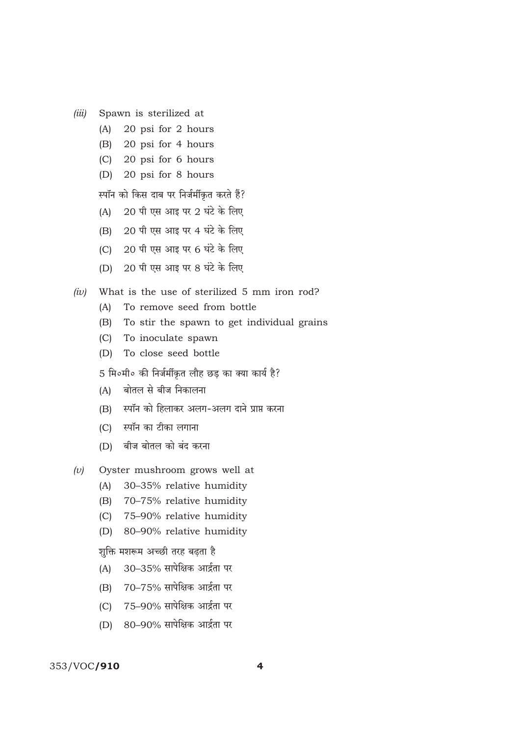*(iii)* Spawn is sterilized at

(A) 20 psi for 2 hours

(B) 20 psi for 4 hours

(C) 20 psi for 6 hours

(D) 20 psi for 8 hours

स्पॉन को किस दाब पर निर्जर्मीकृत करते हैं?

(A) 20 पी एस आइ पर 2 घंटे के लिए

(B) 20 पी एस आइ पर 4 घंटे के लिए

(C) 20 पी एस आइ पर 6 घंटे के लिए

(D) 20 पी एस आइ पर 8 घंटे के लिए

*(iv)* What is the use of sterilized 5 mm iron rod?

(A) To remove seed from bottle

(B) To stir the spawn to get individual grains

(C) To inoculate spawn

(D) To close seed bottle

5 मि०मी० की निर्जर्मीकृत लौह छड़ का क्या कार्य है?

(A) बोतल से बीज निकालना

(B) स्पॉन को हिलाकर अलग-अलग दाने प्राप्त करना

(C) स्पॉन का टीका लगाना

(D) बीज बोतल को बंद करना

*(v)* Oyster mushroom grows well at

(A) 30–35% relative humidity

(B) 70–75% relative humidity

(C) 75–90% relative humidity

(D) 80–90% relative humidity

शुक्ति मशरूम अच्छी तरह बढ़ता है

(A) 30–35% सापेक्षिक आर्द्रता पर

(B) 70–75% सापेक्षिक आर्द्रता पर

(C) 75–90% सापेक्षिक आर्द्रता पर

(D) 80–90% सापेक्षिक आर्द्रता पर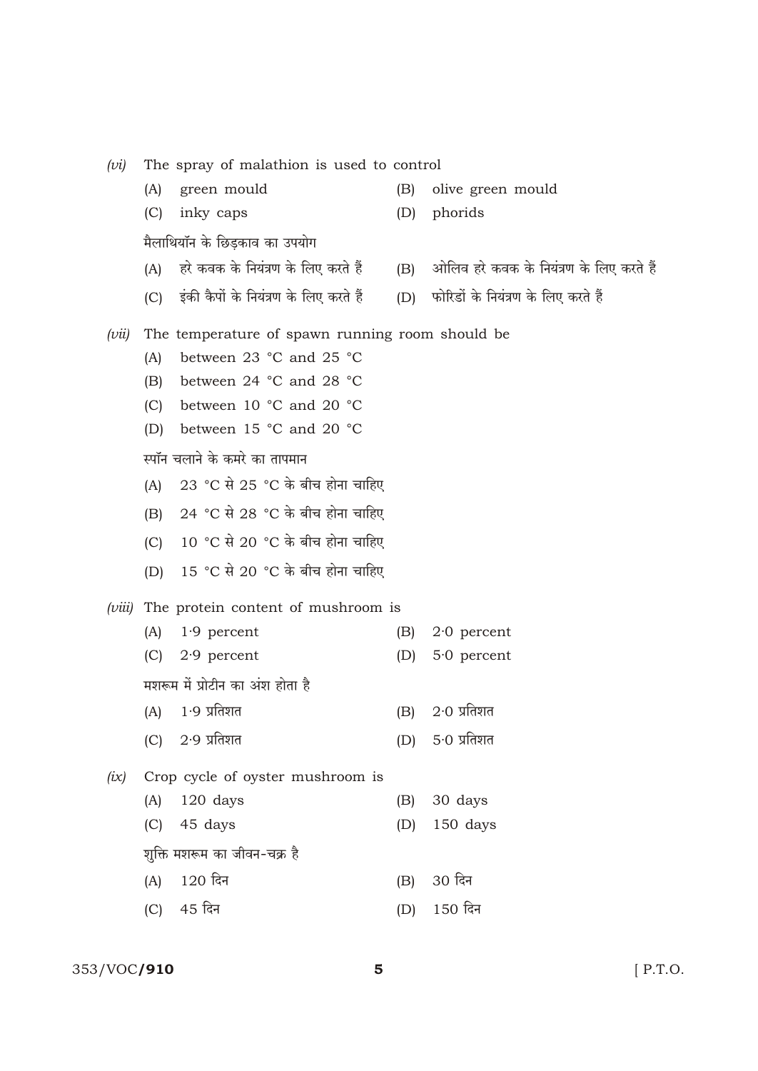*(vi)* The spray of malathion is used to control

(A) green mould (B) olive green mould

(C) inky caps (D) phorids

मैलाथियॉन के छिड़काव का उपयोग

(A) हरे कवक के नियंत्रण के लिए करते हैं (B) ओलिव हरे कवक के नियंत्रण के लिए करते हैं

(C) इंकी कैपों के नियंत्रण के लिए करते हैं (D) फोरिडों के नियंत्रण के लिए करते हैं

*(vii)* The temperature of spawn running room should be

(A) between 23 °C and 25 °C

(B) between 24 °C and 28 °C

(C) between 10 °C and 20 °C

(D) between 15 °C and 20 °C

स्पॉन चलाने के कमरे का तापमान

(A) 23 °C से 25 °C के बीच होना चाहिए

(B) 24 °C से 28 °C के बीच होना चाहिए

(C) 10 °C से 20 °C के बीच होना चाहिए

(D) 15 °C से 20 °C के बीच होना चाहिए

*(viii)* The protein content of mushroom is

(A) 1·9 percent (B) 2·0 percent

(C) 2·9 percent (D) 5·0 percent

मशरूम में प्रोटीन का अंश होता है

(A) 1·9 प्रतिशत (B) 2·0 प्रतिशत

(C) 2·9 प्रतिशत (D) 5·0 प्रतिशत

*(ix)* Crop cycle of oyster mushroom is

(A) 120 days (B) 30 days

(C) 45 days (D) 150 days

शुक्ति मशरूम का जीवन-चक्र है

(A) 120 दिन (B) 30 दिन

(C) 45 दिन (D) 150 दिन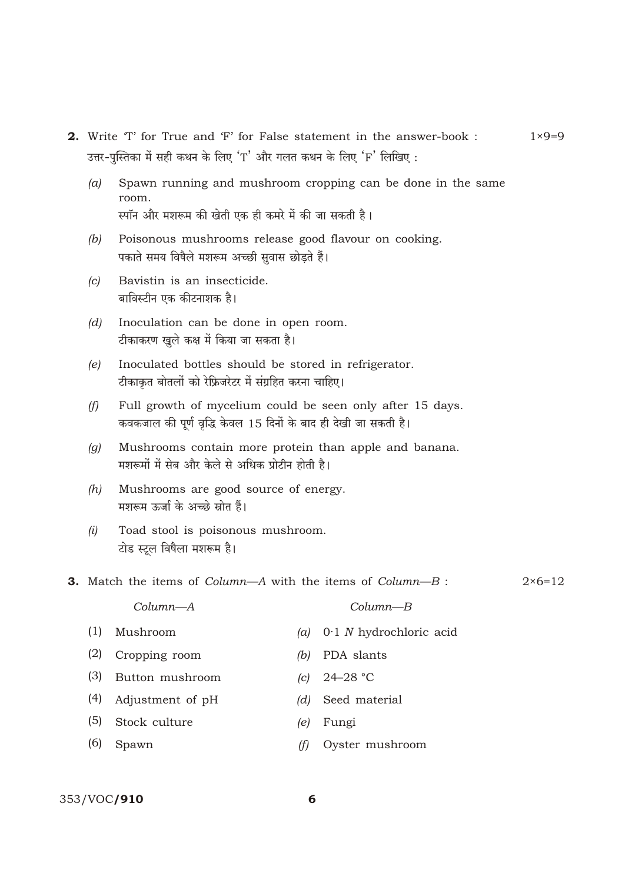**2.** Write 'T' for True and 'F' for False statement in the answer-book : $1 \times 9 = 9$

उत्तर-पुस्तिका में सही कथन के लिए 'T' और गलत कथन के लिए 'F' लिखिए :

*(a)* Spawn running and mushroom cropping can be done in the same room.
स्पॉन और मशरूम की खेती एक ही कमरे में की जा सकती है।

*(b)* Poisonous mushrooms release good flavour on cooking.
पकाते समय विषैले मशरूम अच्छी सुवास छोड़ते हैं।

*(c)* Bavistin is an insecticide.
बाविस्टीन एक कीटनाशक है।

*(d)* Inoculation can be done in open room.
टीकाकरण खुले कक्ष में किया जा सकता है।

*(e)* Inoculated bottles should be stored in refrigerator.
टीकाकृत बोतलों को रेफ्रिजरेटर में संग्रहित करना चाहिए।

*(f)* Full growth of mycelium could be seen only after 15 days.
कवकजाल की पूर्ण वृद्धि केवल 15 दिनों के बाद ही देखी जा सकती है।

*(g)* Mushrooms contain more protein than apple and banana.
मशरूमों में सेब और केले से अधिक प्रोटीन होती है।

*(h)* Mushrooms are good source of energy.
मशरूम ऊर्जा के अच्छे स्रोत हैं।

*(i)* Toad stool is poisonous mushroom.
टोड स्टूल विषैला मशरूम है।

**3.** Match the items of *Column—A* with the items of *Column—B* : $2 \times 6 = 12$

| *Column—A* | *Column—B* |
|---|---|
| (1) Mushroom | *(a)* 0·1 *N* hydrochloric acid |
| (2) Cropping room | *(b)* PDA slants |
| (3) Button mushroom | *(c)* 24–28 °C |
| (4) Adjustment of pH | *(d)* Seed material |
| (5) Stock culture | *(e)* Fungi |
| (6) Spawn | *(f)* Oyster mushroom |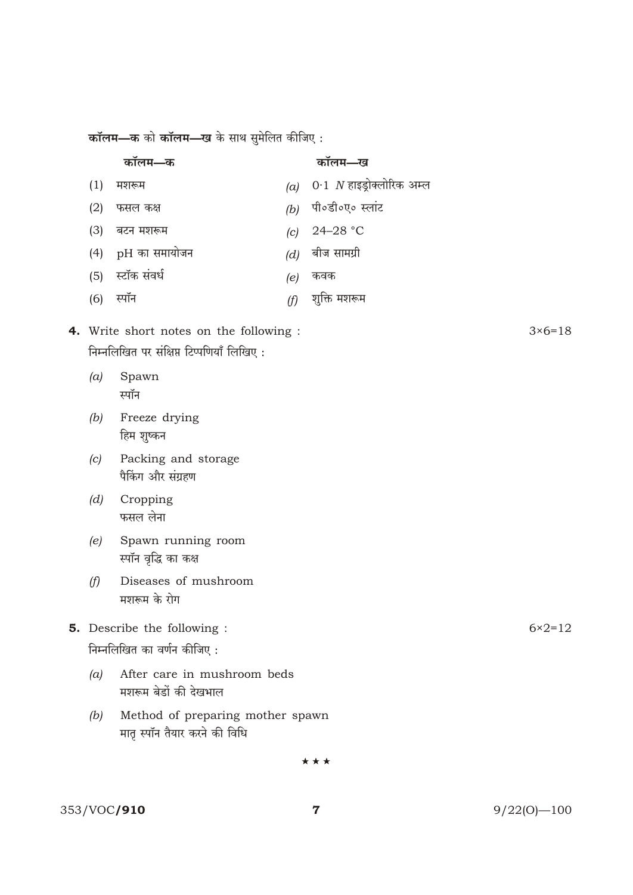**कॉलम—क** को **कॉलम—ख** के साथ सुमेलित कीजिए :

| कॉलम—क | कॉलम—ख |
| --- | --- |
| (1) मशरूम | *(a)* 0·1 *N* हाइड्रोक्लोरिक अम्ल |
| (2) फसल कक्ष | *(b)* पी॰डी॰ए॰ स्लांट |
| (3) बटन मशरूम | *(c)* 24–28 °C |
| (4) pH का समायोजन | *(d)* बीज सामग्री |
| (5) स्टॉक संवर्ध | *(e)* कवक |
| (6) स्पॉन | *(f)* शुक्ति मशरूम |

**4.** Write short notes on the following : 3×6=18

निम्नलिखित पर संक्षिप्त टिप्पणियाँ लिखिए :

*(a)* Spawn
स्पॉन

*(b)* Freeze drying
हिम शुष्कन

*(c)* Packing and storage
पैकिंग और संग्रहण

*(d)* Cropping
फसल लेना

*(e)* Spawn running room
स्पॉन वृद्धि का कक्ष

*(f)* Diseases of mushroom
मशरूम के रोग

**5.** Describe the following : 6×2=12

निम्नलिखित का वर्णन कीजिए :

*(a)* After care in mushroom beds
मशरूम बेडों की देखभाल

*(b)* Method of preparing mother spawn
मातृ स्पॉन तैयार करने की विधि

★ ★ ★